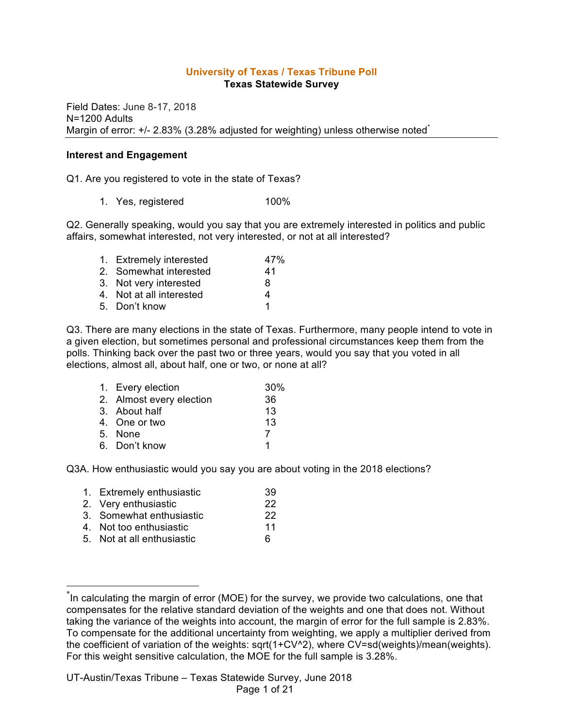**University of Texas / Texas Tribune Poll**
**Texas Statewide Survey**

Field Dates: June 8-17, 2018
N=1200 Adults
Margin of error: +/- 2.83% (3.28% adjusted for weighting) unless otherwise noted*

**Interest and Engagement**

Q1. Are you registered to vote in the state of Texas?

| | |
|---|---|
| 1. Yes, registered | 100% |

Q2. Generally speaking, would you say that you are extremely interested in politics and public affairs, somewhat interested, not very interested, or not at all interested?

| | |
|---|---|
| 1. Extremely interested | 47% |
| 2. Somewhat interested | 41 |
| 3. Not very interested | 8 |
| 4. Not at all interested | 4 |
| 5. Don't know | 1 |

Q3. There are many elections in the state of Texas. Furthermore, many people intend to vote in a given election, but sometimes personal and professional circumstances keep them from the polls. Thinking back over the past two or three years, would you say that you voted in all elections, almost all, about half, one or two, or none at all?

| | |
|---|---|
| 1. Every election | 30% |
| 2. Almost every election | 36 |
| 3. About half | 13 |
| 4. One or two | 13 |
| 5. None | 7 |
| 6. Don't know | 1 |

Q3A. How enthusiastic would you say you are about voting in the 2018 elections?

| | |
|---|---|
| 1. Extremely enthusiastic | 39 |
| 2. Very enthusiastic | 22 |
| 3. Somewhat enthusiastic | 22 |
| 4. Not too enthusiastic | 11 |
| 5. Not at all enthusiastic | 6 |

---

*In calculating the margin of error (MOE) for the survey, we provide two calculations, one that compensates for the relative standard deviation of the weights and one that does not. Without taking the variance of the weights into account, the margin of error for the full sample is 2.83%. To compensate for the additional uncertainty from weighting, we apply a multiplier derived from the coefficient of variation of the weights: $\text{sqrt}(1+CV^2)$, where $CV=sd(weights)/mean(weights)$. For this weight sensitive calculation, the MOE for the full sample is 3.28%.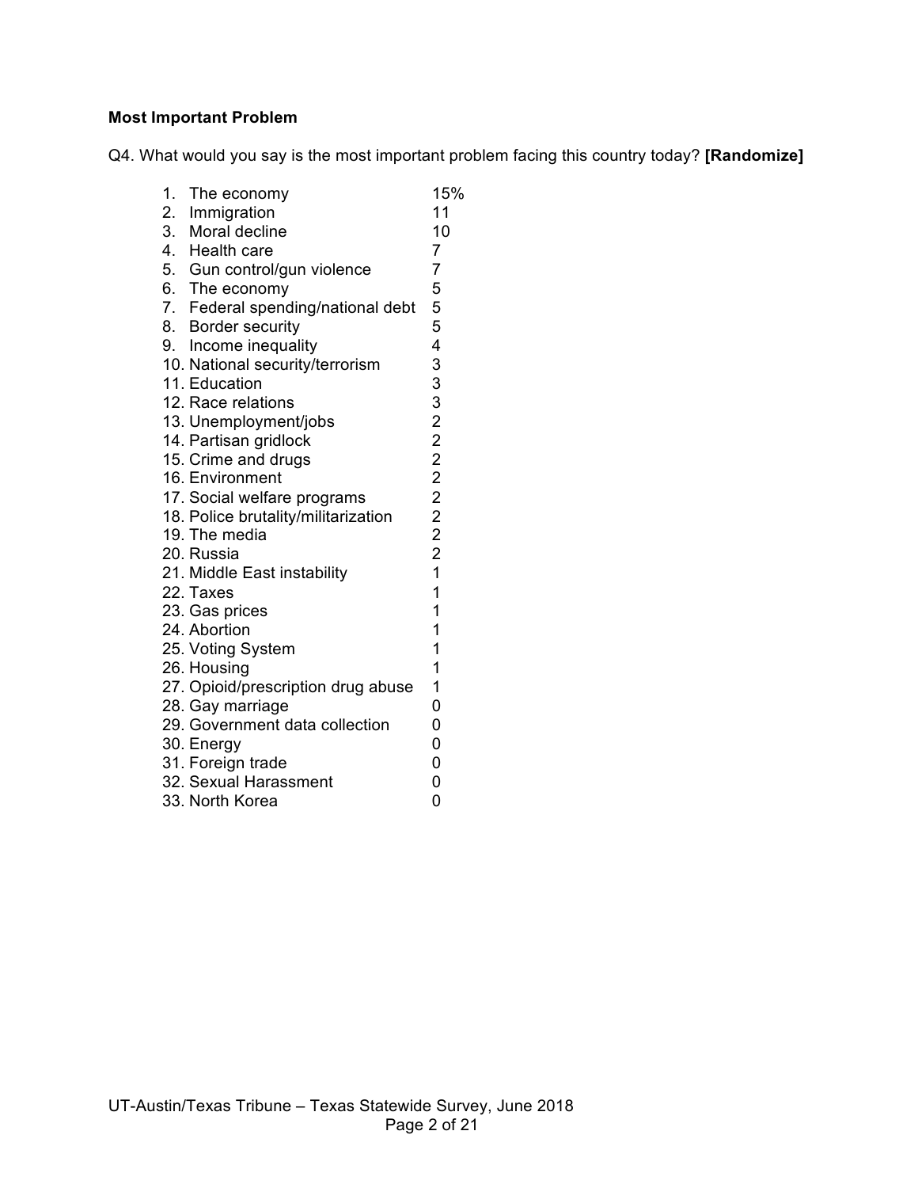**Most Important Problem**

Q4. What would you say is the most important problem facing this country today? **[Randomize]**

| | |
|---|---|
| 1. The economy | 15% |
| 2. Immigration | 11 |
| 3. Moral decline | 10 |
| 4. Health care | 7 |
| 5. Gun control/gun violence | 7 |
| 6. The economy | 5 |
| 7. Federal spending/national debt | 5 |
| 8. Border security | 5 |
| 9. Income inequality | 4 |
| 10. National security/terrorism | 3 |
| 11. Education | 3 |
| 12. Race relations | 3 |
| 13. Unemployment/jobs | 2 |
| 14. Partisan gridlock | 2 |
| 15. Crime and drugs | 2 |
| 16. Environment | 2 |
| 17. Social welfare programs | 2 |
| 18. Police brutality/militarization | 2 |
| 19. The media | 2 |
| 20. Russia | 2 |
| 21. Middle East instability | 1 |
| 22. Taxes | 1 |
| 23. Gas prices | 1 |
| 24. Abortion | 1 |
| 25. Voting System | 1 |
| 26. Housing | 1 |
| 27. Opioid/prescription drug abuse | 1 |
| 28. Gay marriage | 0 |
| 29. Government data collection | 0 |
| 30. Energy | 0 |
| 31. Foreign trade | 0 |
| 32. Sexual Harassment | 0 |
| 33. North Korea | 0 |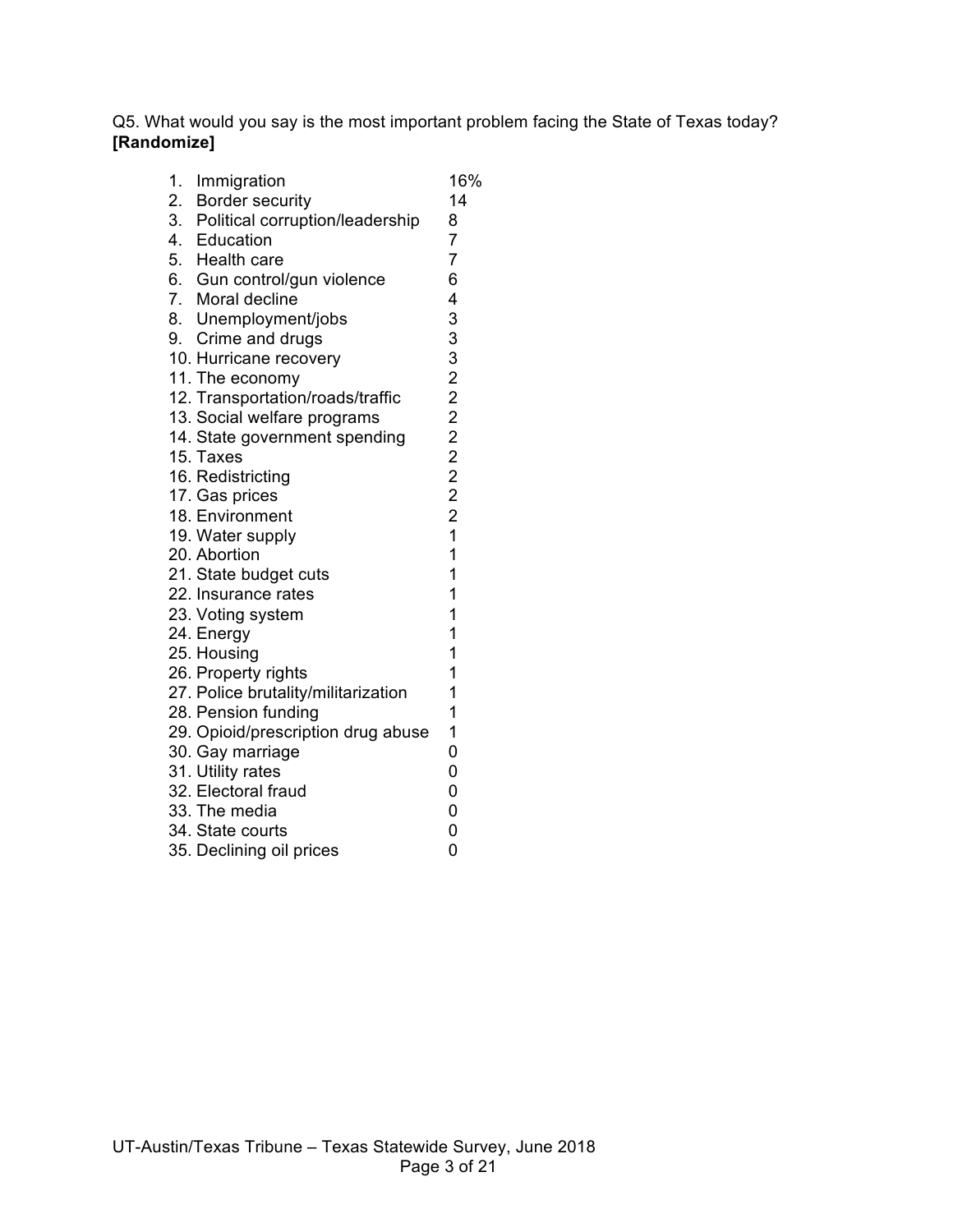Q5. What would you say is the most important problem facing the State of Texas today? **[Randomize]**

| | |
|---|---|
| 1. Immigration | 16% |
| 2. Border security | 14 |
| 3. Political corruption/leadership | 8 |
| 4. Education | 7 |
| 5. Health care | 7 |
| 6. Gun control/gun violence | 6 |
| 7. Moral decline | 4 |
| 8. Unemployment/jobs | 3 |
| 9. Crime and drugs | 3 |
| 10. Hurricane recovery | 3 |
| 11. The economy | 2 |
| 12. Transportation/roads/traffic | 2 |
| 13. Social welfare programs | 2 |
| 14. State government spending | 2 |
| 15. Taxes | 2 |
| 16. Redistricting | 2 |
| 17. Gas prices | 2 |
| 18. Environment | 2 |
| 19. Water supply | 1 |
| 20. Abortion | 1 |
| 21. State budget cuts | 1 |
| 22. Insurance rates | 1 |
| 23. Voting system | 1 |
| 24. Energy | 1 |
| 25. Housing | 1 |
| 26. Property rights | 1 |
| 27. Police brutality/militarization | 1 |
| 28. Pension funding | 1 |
| 29. Opioid/prescription drug abuse | 1 |
| 30. Gay marriage | 0 |
| 31. Utility rates | 0 |
| 32. Electoral fraud | 0 |
| 33. The media | 0 |
| 34. State courts | 0 |
| 35. Declining oil prices | 0 |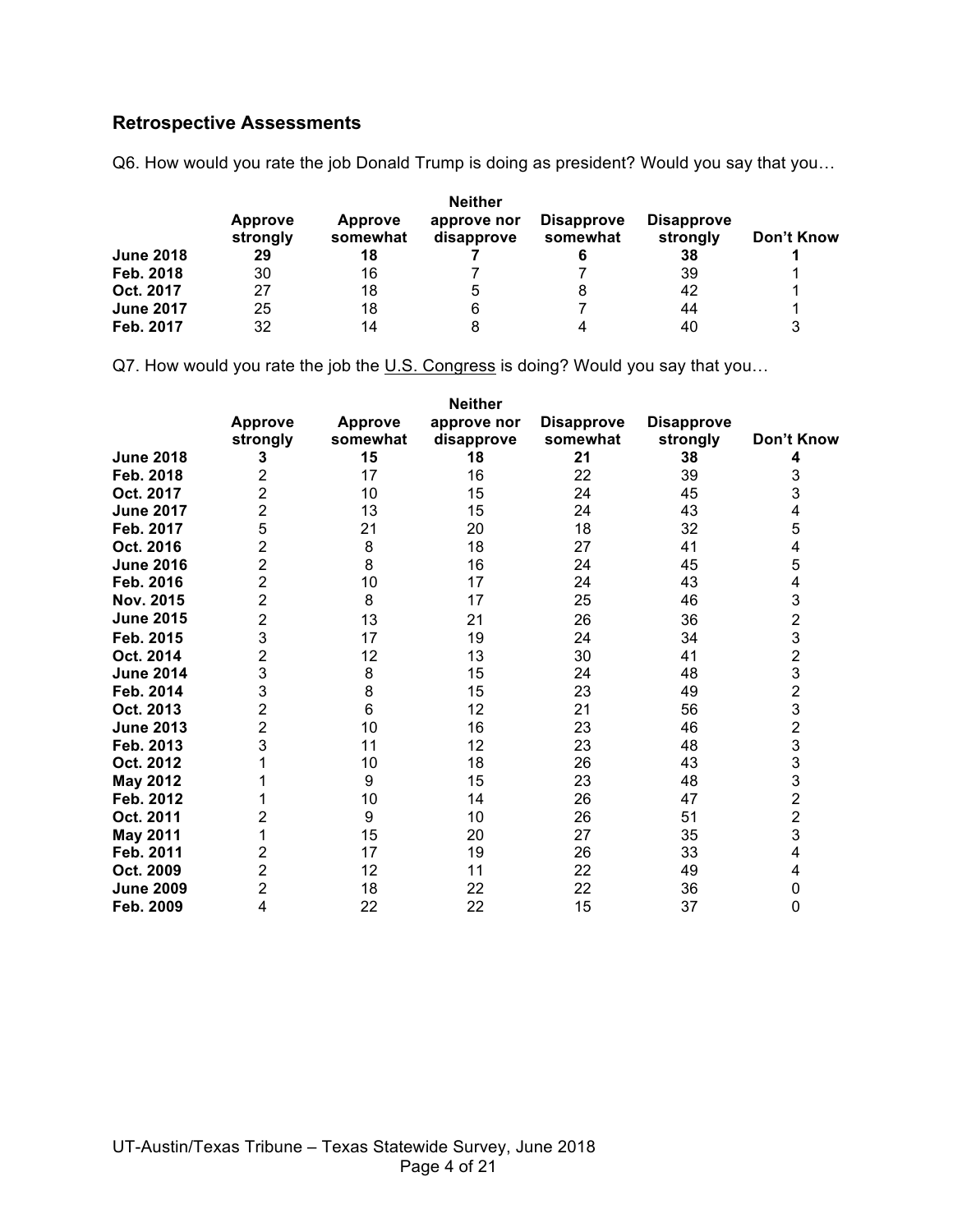## Retrospective Assessments

Q6. How would you rate the job Donald Trump is doing as president? Would you say that you…

| | Approve strongly | Approve somewhat | Neither approve nor disapprove | Disapprove somewhat | Disapprove strongly | Don't Know |
|---|---|---|---|---|---|---|
| **June 2018** | **29** | **18** | **7** | **6** | **38** | **1** |
| **Feb. 2018** | 30 | 16 | 7 | 7 | 39 | 1 |
| **Oct. 2017** | 27 | 18 | 5 | 8 | 42 | 1 |
| **June 2017** | 25 | 18 | 6 | 7 | 44 | 1 |
| **Feb. 2017** | 32 | 14 | 8 | 4 | 40 | 3 |

Q7. How would you rate the job the U.S. Congress is doing? Would you say that you…

| | Approve strongly | Approve somewhat | Neither approve nor disapprove | Disapprove somewhat | Disapprove strongly | Don't Know |
|---|---|---|---|---|---|---|
| **June 2018** | **3** | **15** | **18** | **21** | **38** | **4** |
| **Feb. 2018** | 2 | 17 | 16 | 22 | 39 | 3 |
| **Oct. 2017** | 2 | 10 | 15 | 24 | 45 | 3 |
| **June 2017** | 2 | 13 | 15 | 24 | 43 | 4 |
| **Feb. 2017** | 5 | 21 | 20 | 18 | 32 | 5 |
| **Oct. 2016** | 2 | 8 | 18 | 27 | 41 | 4 |
| **June 2016** | 2 | 8 | 16 | 24 | 45 | 5 |
| **Feb. 2016** | 2 | 10 | 17 | 24 | 43 | 4 |
| **Nov. 2015** | 2 | 8 | 17 | 25 | 46 | 3 |
| **June 2015** | 2 | 13 | 21 | 26 | 36 | 2 |
| **Feb. 2015** | 3 | 17 | 19 | 24 | 34 | 3 |
| **Oct. 2014** | 2 | 12 | 13 | 30 | 41 | 2 |
| **June 2014** | 3 | 8 | 15 | 24 | 48 | 3 |
| **Feb. 2014** | 3 | 8 | 15 | 23 | 49 | 2 |
| **Oct. 2013** | 2 | 6 | 12 | 21 | 56 | 3 |
| **June 2013** | 2 | 10 | 16 | 23 | 46 | 2 |
| **Feb. 2013** | 3 | 11 | 12 | 23 | 48 | 3 |
| **Oct. 2012** | 1 | 10 | 18 | 26 | 43 | 3 |
| **May 2012** | 1 | 9 | 15 | 23 | 48 | 3 |
| **Feb. 2012** | 1 | 10 | 14 | 26 | 47 | 2 |
| **Oct. 2011** | 2 | 9 | 10 | 26 | 51 | 2 |
| **May 2011** | 1 | 15 | 20 | 27 | 35 | 3 |
| **Feb. 2011** | 2 | 17 | 19 | 26 | 33 | 4 |
| **Oct. 2009** | 2 | 12 | 11 | 22 | 49 | 4 |
| **June 2009** | 2 | 18 | 22 | 22 | 36 | 0 |
| **Feb. 2009** | 4 | 22 | 22 | 15 | 37 | 0 |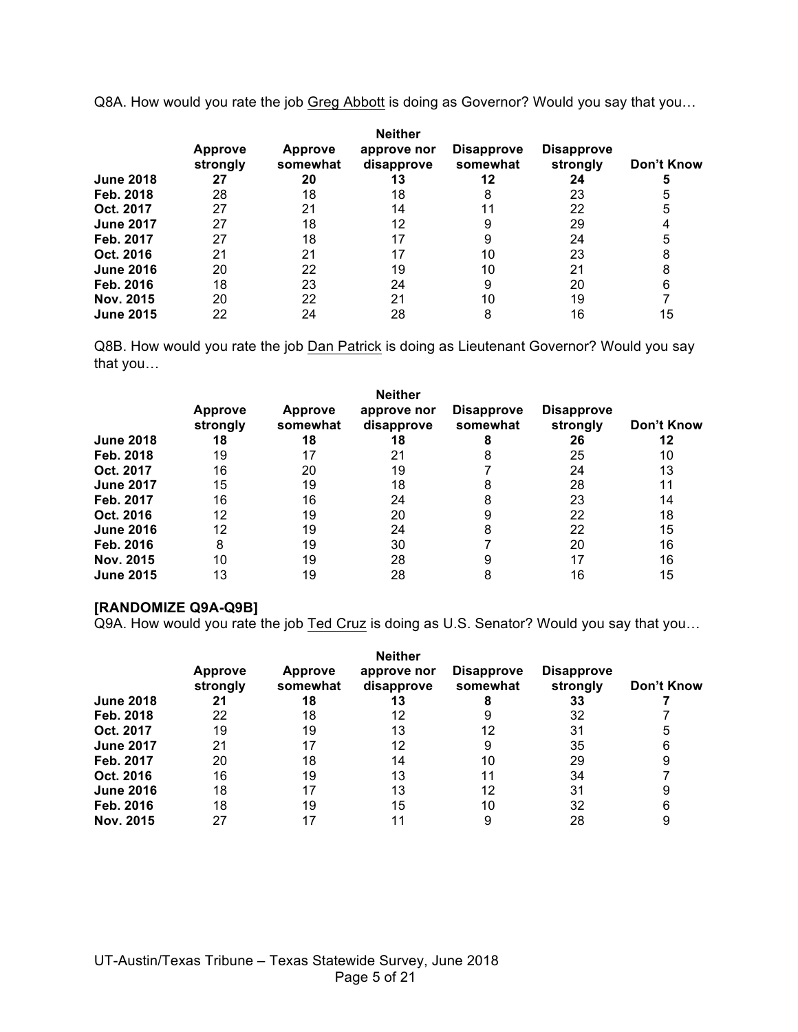Q8A. How would you rate the job Greg Abbott is doing as Governor? Would you say that you…

| | Approve strongly | Approve somewhat | Neither approve nor disapprove | Disapprove somewhat | Disapprove strongly | Don't Know |
|---|---|---|---|---|---|---|
| **June 2018** | **27** | **20** | **13** | **12** | **24** | **5** |
| **Feb. 2018** | 28 | 18 | 18 | 8 | 23 | 5 |
| **Oct. 2017** | 27 | 21 | 14 | 11 | 22 | 5 |
| **June 2017** | 27 | 18 | 12 | 9 | 29 | 4 |
| **Feb. 2017** | 27 | 18 | 17 | 9 | 24 | 5 |
| **Oct. 2016** | 21 | 21 | 17 | 10 | 23 | 8 |
| **June 2016** | 20 | 22 | 19 | 10 | 21 | 8 |
| **Feb. 2016** | 18 | 23 | 24 | 9 | 20 | 6 |
| **Nov. 2015** | 20 | 22 | 21 | 10 | 19 | 7 |
| **June 2015** | 22 | 24 | 28 | 8 | 16 | 15 |

Q8B. How would you rate the job Dan Patrick is doing as Lieutenant Governor? Would you say that you…

| | Approve strongly | Approve somewhat | Neither approve nor disapprove | Disapprove somewhat | Disapprove strongly | Don't Know |
|---|---|---|---|---|---|---|
| **June 2018** | **18** | **18** | **18** | **8** | **26** | **12** |
| **Feb. 2018** | 19 | 17 | 21 | 8 | 25 | 10 |
| **Oct. 2017** | 16 | 20 | 19 | 7 | 24 | 13 |
| **June 2017** | 15 | 19 | 18 | 8 | 28 | 11 |
| **Feb. 2017** | 16 | 16 | 24 | 8 | 23 | 14 |
| **Oct. 2016** | 12 | 19 | 20 | 9 | 22 | 18 |
| **June 2016** | 12 | 19 | 24 | 8 | 22 | 15 |
| **Feb. 2016** | 8 | 19 | 30 | 7 | 20 | 16 |
| **Nov. 2015** | 10 | 19 | 28 | 9 | 17 | 16 |
| **June 2015** | 13 | 19 | 28 | 8 | 16 | 15 |

**[RANDOMIZE Q9A-Q9B]**

Q9A. How would you rate the job Ted Cruz is doing as U.S. Senator? Would you say that you…

| | Approve strongly | Approve somewhat | Neither approve nor disapprove | Disapprove somewhat | Disapprove strongly | Don't Know |
|---|---|---|---|---|---|---|
| **June 2018** | **21** | **18** | **13** | **8** | **33** | **7** |
| **Feb. 2018** | 22 | 18 | 12 | 9 | 32 | 7 |
| **Oct. 2017** | 19 | 19 | 13 | 12 | 31 | 5 |
| **June 2017** | 21 | 17 | 12 | 9 | 35 | 6 |
| **Feb. 2017** | 20 | 18 | 14 | 10 | 29 | 9 |
| **Oct. 2016** | 16 | 19 | 13 | 11 | 34 | 7 |
| **June 2016** | 18 | 17 | 13 | 12 | 31 | 9 |
| **Feb. 2016** | 18 | 19 | 15 | 10 | 32 | 6 |
| **Nov. 2015** | 27 | 17 | 11 | 9 | 28 | 9 |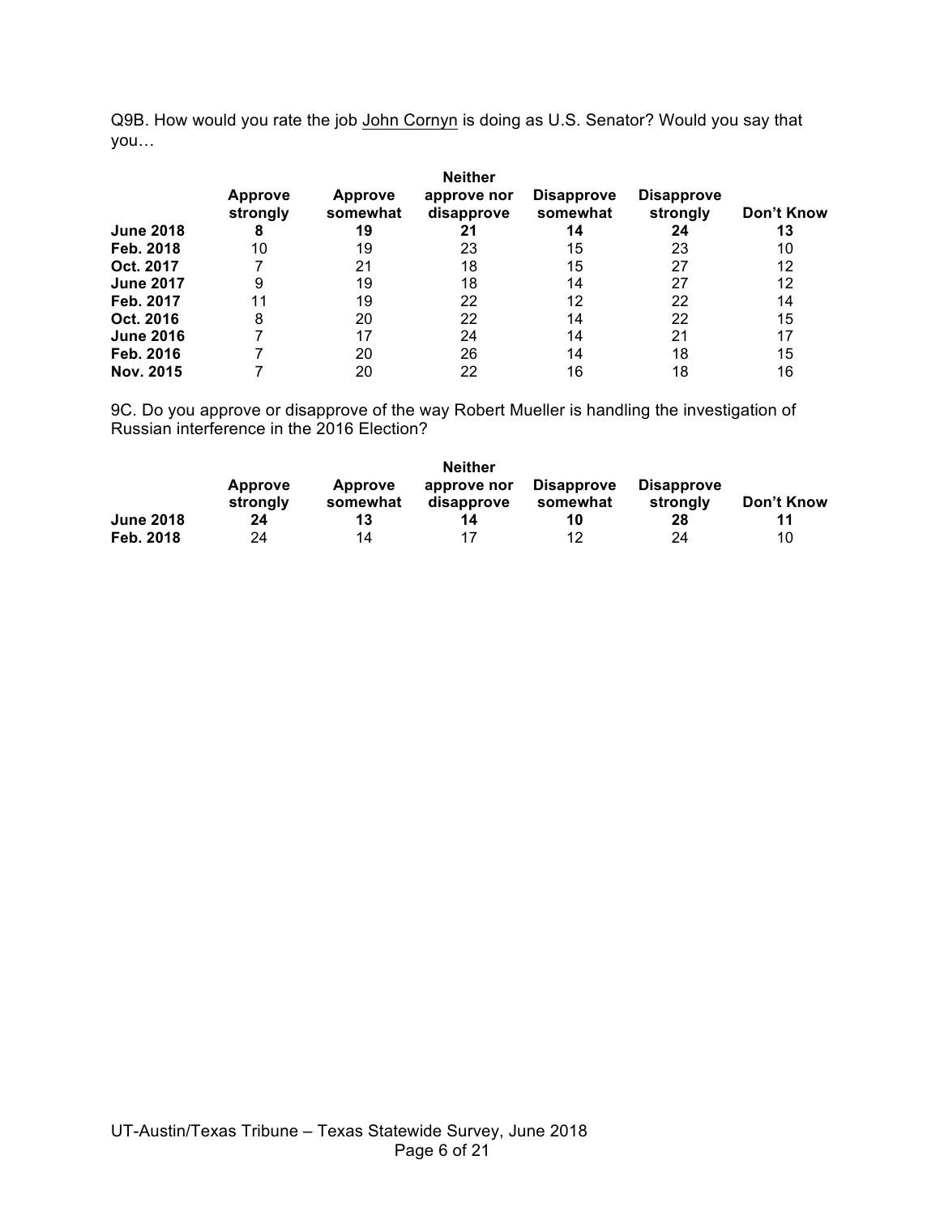Q9B. How would you rate the job John Cornyn is doing as U.S. Senator? Would you say that you…

| | Approve strongly | Approve somewhat | Neither approve nor disapprove | Disapprove somewhat | Disapprove strongly | Don't Know |
|---|---|---|---|---|---|---|
| **June 2018** | **8** | **19** | **21** | **14** | **24** | **13** |
| **Feb. 2018** | 10 | 19 | 23 | 15 | 23 | 10 |
| **Oct. 2017** | 7 | 21 | 18 | 15 | 27 | 12 |
| **June 2017** | 9 | 19 | 18 | 14 | 27 | 12 |
| **Feb. 2017** | 11 | 19 | 22 | 12 | 22 | 14 |
| **Oct. 2016** | 8 | 20 | 22 | 14 | 22 | 15 |
| **June 2016** | 7 | 17 | 24 | 14 | 21 | 17 |
| **Feb. 2016** | 7 | 20 | 26 | 14 | 18 | 15 |
| **Nov. 2015** | 7 | 20 | 22 | 16 | 18 | 16 |

9C. Do you approve or disapprove of the way Robert Mueller is handling the investigation of Russian interference in the 2016 Election?

| | Approve strongly | Approve somewhat | Neither approve nor disapprove | Disapprove somewhat | Disapprove strongly | Don't Know |
|---|---|---|---|---|---|---|
| **June 2018** | **24** | **13** | **14** | **10** | **28** | **11** |
| **Feb. 2018** | 24 | 14 | 17 | 12 | 24 | 10 |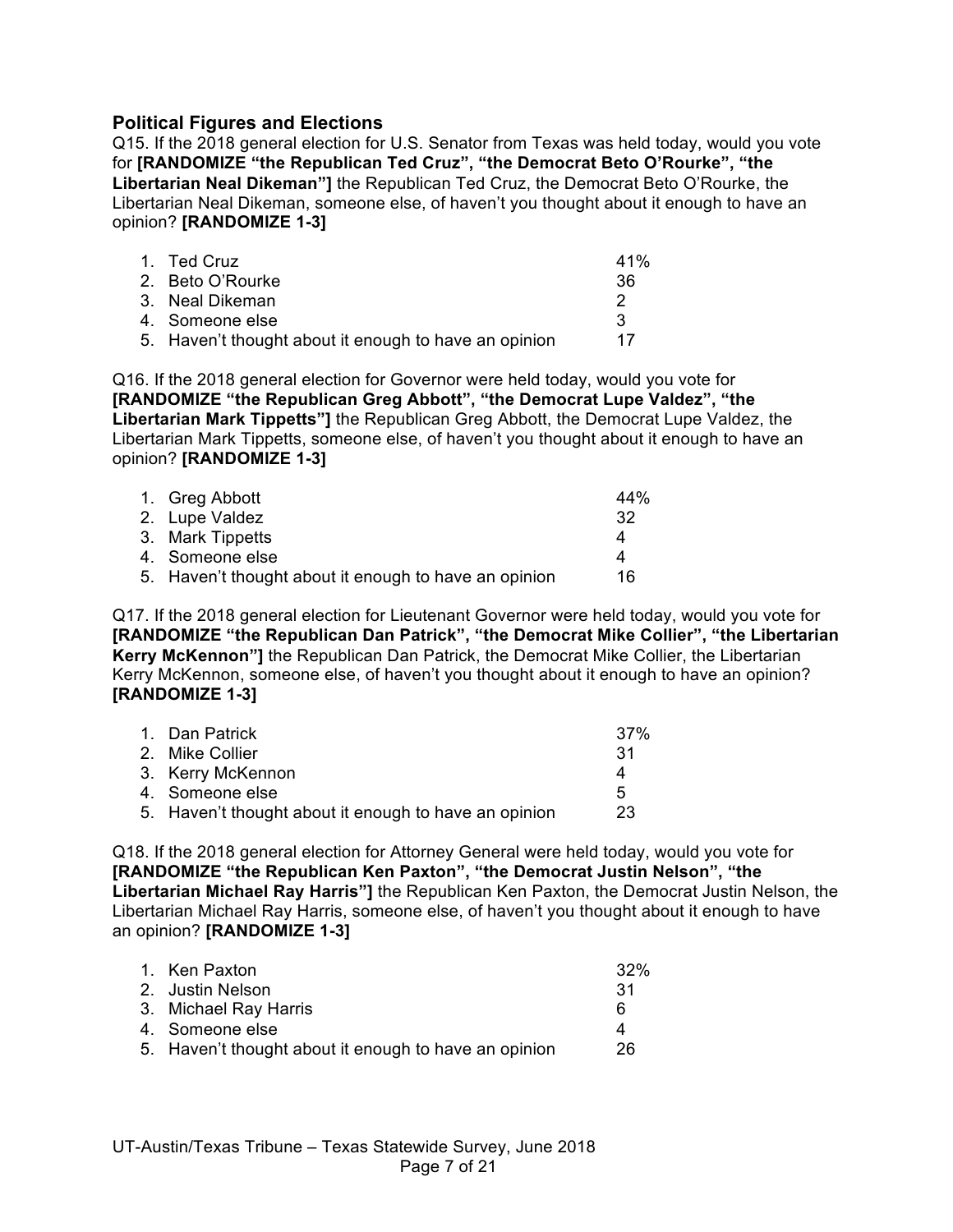### Political Figures and Elections

Q15. If the 2018 general election for U.S. Senator from Texas was held today, would you vote for **[RANDOMIZE "the Republican Ted Cruz", "the Democrat Beto O'Rourke", "the Libertarian Neal Dikeman"]** the Republican Ted Cruz, the Democrat Beto O'Rourke, the Libertarian Neal Dikeman, someone else, of haven't you thought about it enough to have an opinion? **[RANDOMIZE 1-3]**

| | |
|---|---|
| 1. Ted Cruz | 41% |
| 2. Beto O'Rourke | 36 |
| 3. Neal Dikeman | 2 |
| 4. Someone else | 3 |
| 5. Haven't thought about it enough to have an opinion | 17 |

Q16. If the 2018 general election for Governor were held today, would you vote for **[RANDOMIZE "the Republican Greg Abbott", "the Democrat Lupe Valdez", "the Libertarian Mark Tippetts"]** the Republican Greg Abbott, the Democrat Lupe Valdez, the Libertarian Mark Tippetts, someone else, of haven't you thought about it enough to have an opinion? **[RANDOMIZE 1-3]**

| | |
|---|---|
| 1. Greg Abbott | 44% |
| 2. Lupe Valdez | 32 |
| 3. Mark Tippetts | 4 |
| 4. Someone else | 4 |
| 5. Haven't thought about it enough to have an opinion | 16 |

Q17. If the 2018 general election for Lieutenant Governor were held today, would you vote for **[RANDOMIZE "the Republican Dan Patrick", "the Democrat Mike Collier", "the Libertarian Kerry McKennon"]** the Republican Dan Patrick, the Democrat Mike Collier, the Libertarian Kerry McKennon, someone else, of haven't you thought about it enough to have an opinion? **[RANDOMIZE 1-3]**

| | |
|---|---|
| 1. Dan Patrick | 37% |
| 2. Mike Collier | 31 |
| 3. Kerry McKennon | 4 |
| 4. Someone else | 5 |
| 5. Haven't thought about it enough to have an opinion | 23 |

Q18. If the 2018 general election for Attorney General were held today, would you vote for **[RANDOMIZE "the Republican Ken Paxton", "the Democrat Justin Nelson", "the Libertarian Michael Ray Harris"]** the Republican Ken Paxton, the Democrat Justin Nelson, the Libertarian Michael Ray Harris, someone else, of haven't you thought about it enough to have an opinion? **[RANDOMIZE 1-3]**

| | |
|---|---|
| 1. Ken Paxton | 32% |
| 2. Justin Nelson | 31 |
| 3. Michael Ray Harris | 6 |
| 4. Someone else | 4 |
| 5. Haven't thought about it enough to have an opinion | 26 |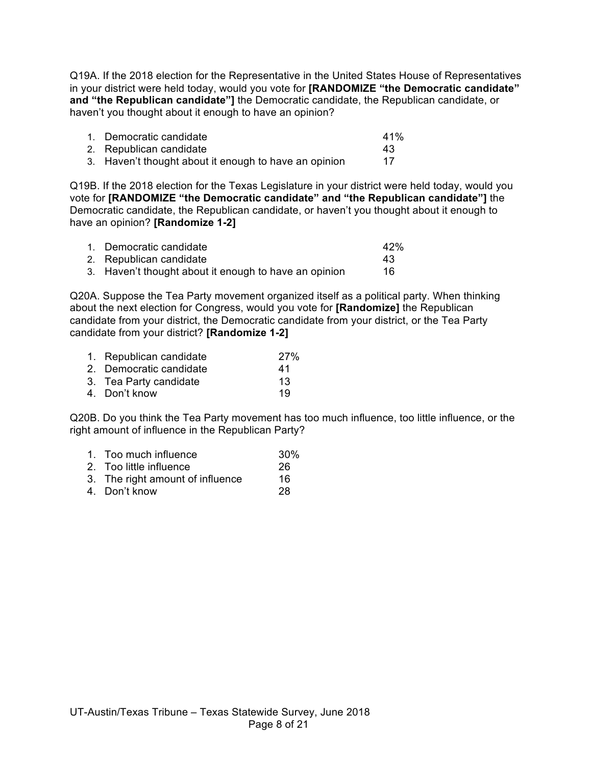Q19A. If the 2018 election for the Representative in the United States House of Representatives in your district were held today, would you vote for **[RANDOMIZE "the Democratic candidate" and "the Republican candidate"]** the Democratic candidate, the Republican candidate, or haven't you thought about it enough to have an opinion?

| | |
|---|---|
| 1. Democratic candidate | 41% |
| 2. Republican candidate | 43 |
| 3. Haven't thought about it enough to have an opinion | 17 |

Q19B. If the 2018 election for the Texas Legislature in your district were held today, would you vote for **[RANDOMIZE "the Democratic candidate" and "the Republican candidate"]** the Democratic candidate, the Republican candidate, or haven't you thought about it enough to have an opinion? **[Randomize 1-2]**

| | |
|---|---|
| 1. Democratic candidate | 42% |
| 2. Republican candidate | 43 |
| 3. Haven't thought about it enough to have an opinion | 16 |

Q20A. Suppose the Tea Party movement organized itself as a political party. When thinking about the next election for Congress, would you vote for **[Randomize]** the Republican candidate from your district, the Democratic candidate from your district, or the Tea Party candidate from your district? **[Randomize 1-2]**

| | |
|---|---|
| 1. Republican candidate | 27% |
| 2. Democratic candidate | 41 |
| 3. Tea Party candidate | 13 |
| 4. Don't know | 19 |

Q20B. Do you think the Tea Party movement has too much influence, too little influence, or the right amount of influence in the Republican Party?

| | |
|---|---|
| 1. Too much influence | 30% |
| 2. Too little influence | 26 |
| 3. The right amount of influence | 16 |
| 4. Don't know | 28 |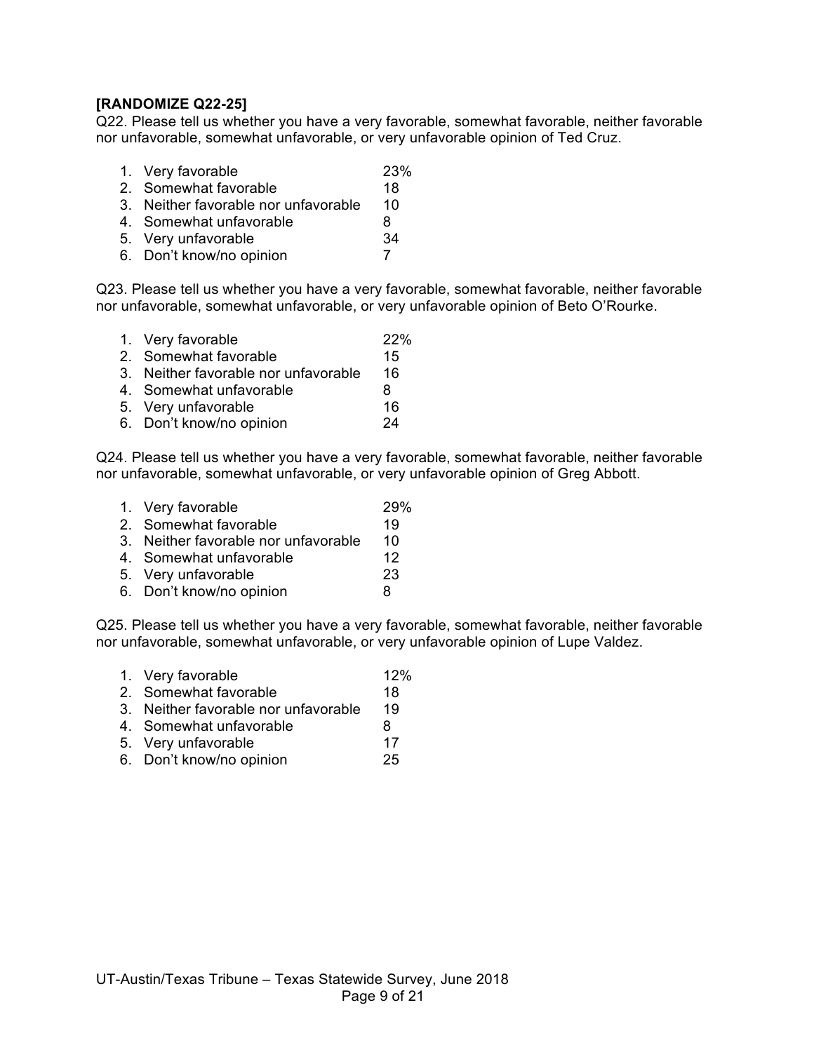**[RANDOMIZE Q22-25]**

Q22. Please tell us whether you have a very favorable, somewhat favorable, neither favorable nor unfavorable, somewhat unfavorable, or very unfavorable opinion of Ted Cruz.

| | |
|---|---|
| 1. Very favorable | 23% |
| 2. Somewhat favorable | 18 |
| 3. Neither favorable nor unfavorable | 10 |
| 4. Somewhat unfavorable | 8 |
| 5. Very unfavorable | 34 |
| 6. Don't know/no opinion | 7 |

Q23. Please tell us whether you have a very favorable, somewhat favorable, neither favorable nor unfavorable, somewhat unfavorable, or very unfavorable opinion of Beto O'Rourke.

| | |
|---|---|
| 1. Very favorable | 22% |
| 2. Somewhat favorable | 15 |
| 3. Neither favorable nor unfavorable | 16 |
| 4. Somewhat unfavorable | 8 |
| 5. Very unfavorable | 16 |
| 6. Don't know/no opinion | 24 |

Q24. Please tell us whether you have a very favorable, somewhat favorable, neither favorable nor unfavorable, somewhat unfavorable, or very unfavorable opinion of Greg Abbott.

| | |
|---|---|
| 1. Very favorable | 29% |
| 2. Somewhat favorable | 19 |
| 3. Neither favorable nor unfavorable | 10 |
| 4. Somewhat unfavorable | 12 |
| 5. Very unfavorable | 23 |
| 6. Don't know/no opinion | 8 |

Q25. Please tell us whether you have a very favorable, somewhat favorable, neither favorable nor unfavorable, somewhat unfavorable, or very unfavorable opinion of Lupe Valdez.

| | |
|---|---|
| 1. Very favorable | 12% |
| 2. Somewhat favorable | 18 |
| 3. Neither favorable nor unfavorable | 19 |
| 4. Somewhat unfavorable | 8 |
| 5. Very unfavorable | 17 |
| 6. Don't know/no opinion | 25 |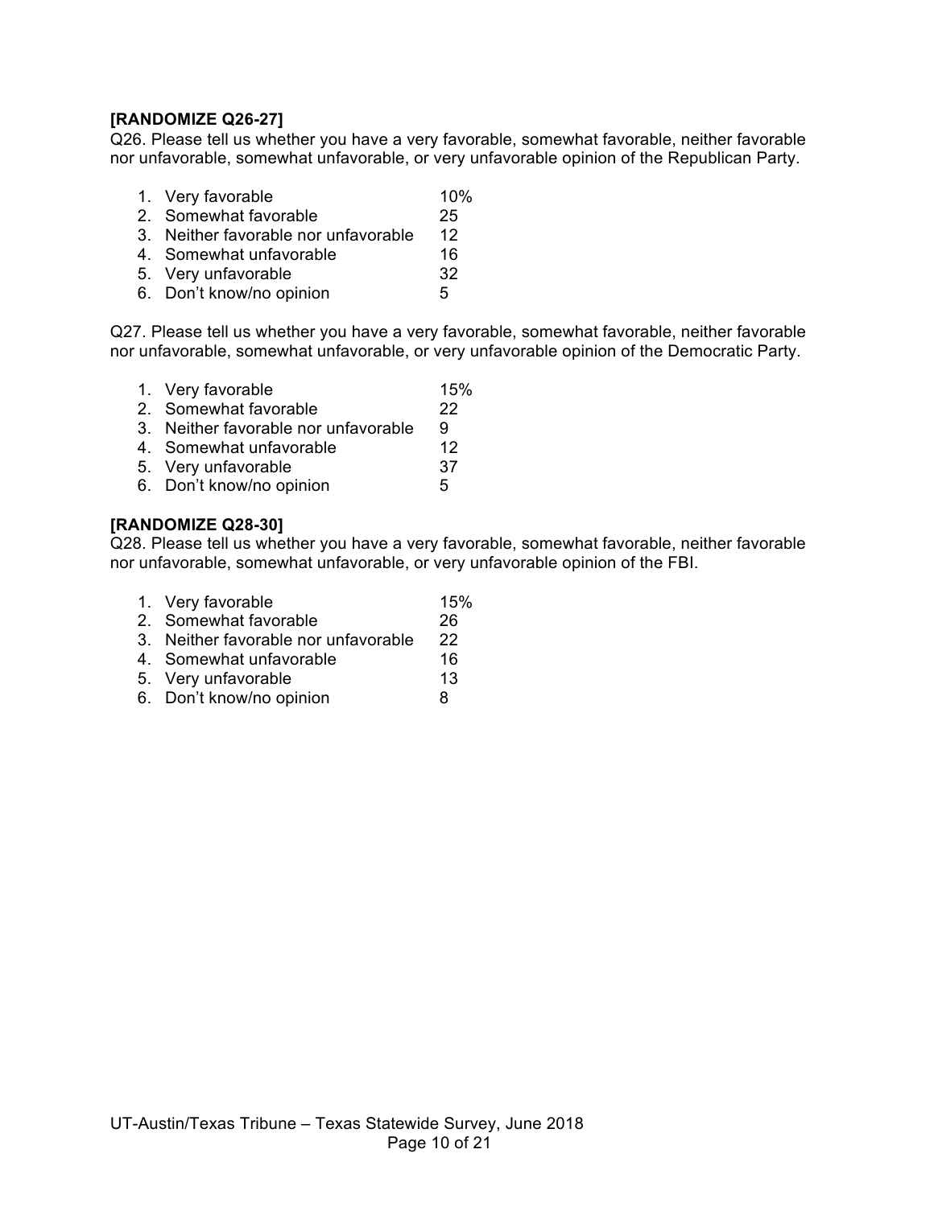**[RANDOMIZE Q26-27]**

Q26. Please tell us whether you have a very favorable, somewhat favorable, neither favorable nor unfavorable, somewhat unfavorable, or very unfavorable opinion of the Republican Party.

| | |
|---|---|
| 1. Very favorable | 10% |
| 2. Somewhat favorable | 25 |
| 3. Neither favorable nor unfavorable | 12 |
| 4. Somewhat unfavorable | 16 |
| 5. Very unfavorable | 32 |
| 6. Don't know/no opinion | 5 |

Q27. Please tell us whether you have a very favorable, somewhat favorable, neither favorable nor unfavorable, somewhat unfavorable, or very unfavorable opinion of the Democratic Party.

| | |
|---|---|
| 1. Very favorable | 15% |
| 2. Somewhat favorable | 22 |
| 3. Neither favorable nor unfavorable | 9 |
| 4. Somewhat unfavorable | 12 |
| 5. Very unfavorable | 37 |
| 6. Don't know/no opinion | 5 |

**[RANDOMIZE Q28-30]**

Q28. Please tell us whether you have a very favorable, somewhat favorable, neither favorable nor unfavorable, somewhat unfavorable, or very unfavorable opinion of the FBI.

| | |
|---|---|
| 1. Very favorable | 15% |
| 2. Somewhat favorable | 26 |
| 3. Neither favorable nor unfavorable | 22 |
| 4. Somewhat unfavorable | 16 |
| 5. Very unfavorable | 13 |
| 6. Don't know/no opinion | 8 |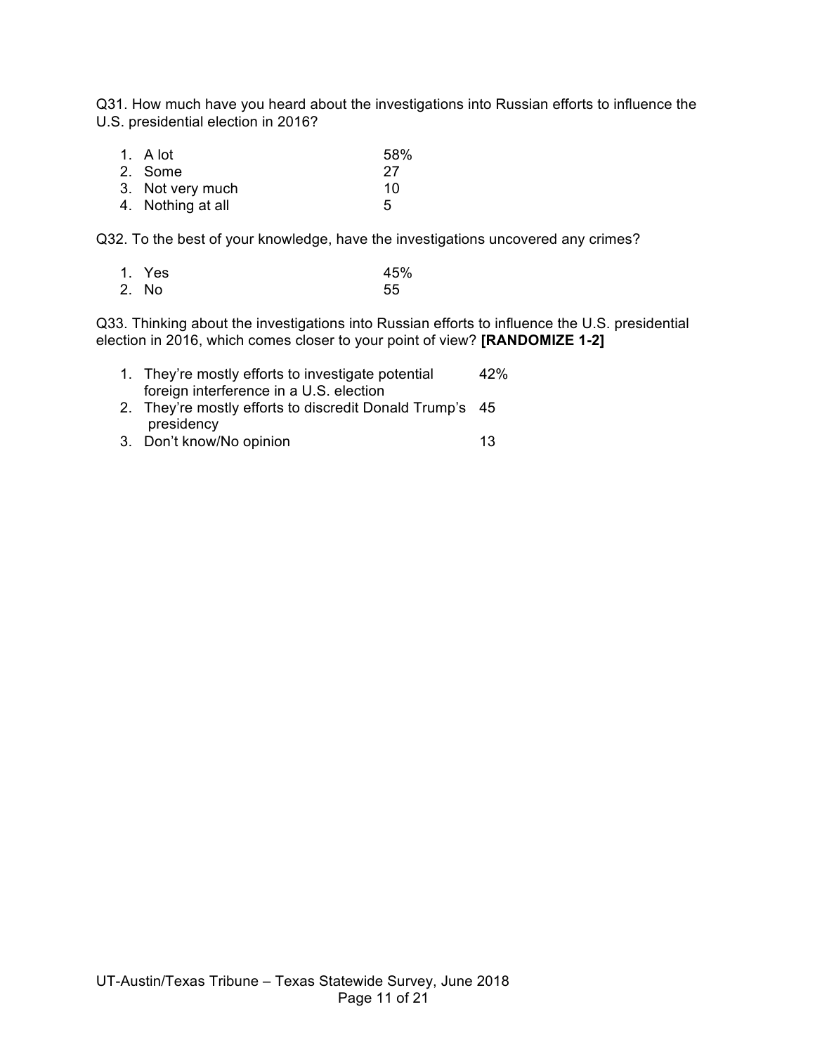Q31. How much have you heard about the investigations into Russian efforts to influence the U.S. presidential election in 2016?

| | |
|---|---|
| 1. A lot | 58% |
| 2. Some | 27 |
| 3. Not very much | 10 |
| 4. Nothing at all | 5 |

Q32. To the best of your knowledge, have the investigations uncovered any crimes?

| | |
|---|---|
| 1. Yes | 45% |
| 2. No | 55 |

Q33. Thinking about the investigations into Russian efforts to influence the U.S. presidential election in 2016, which comes closer to your point of view? **[RANDOMIZE 1-2]**

| | |
|---|---|
| 1. They're mostly efforts to investigate potential foreign interference in a U.S. election | 42% |
| 2. They're mostly efforts to discredit Donald Trump's presidency | 45 |
| 3. Don't know/No opinion | 13 |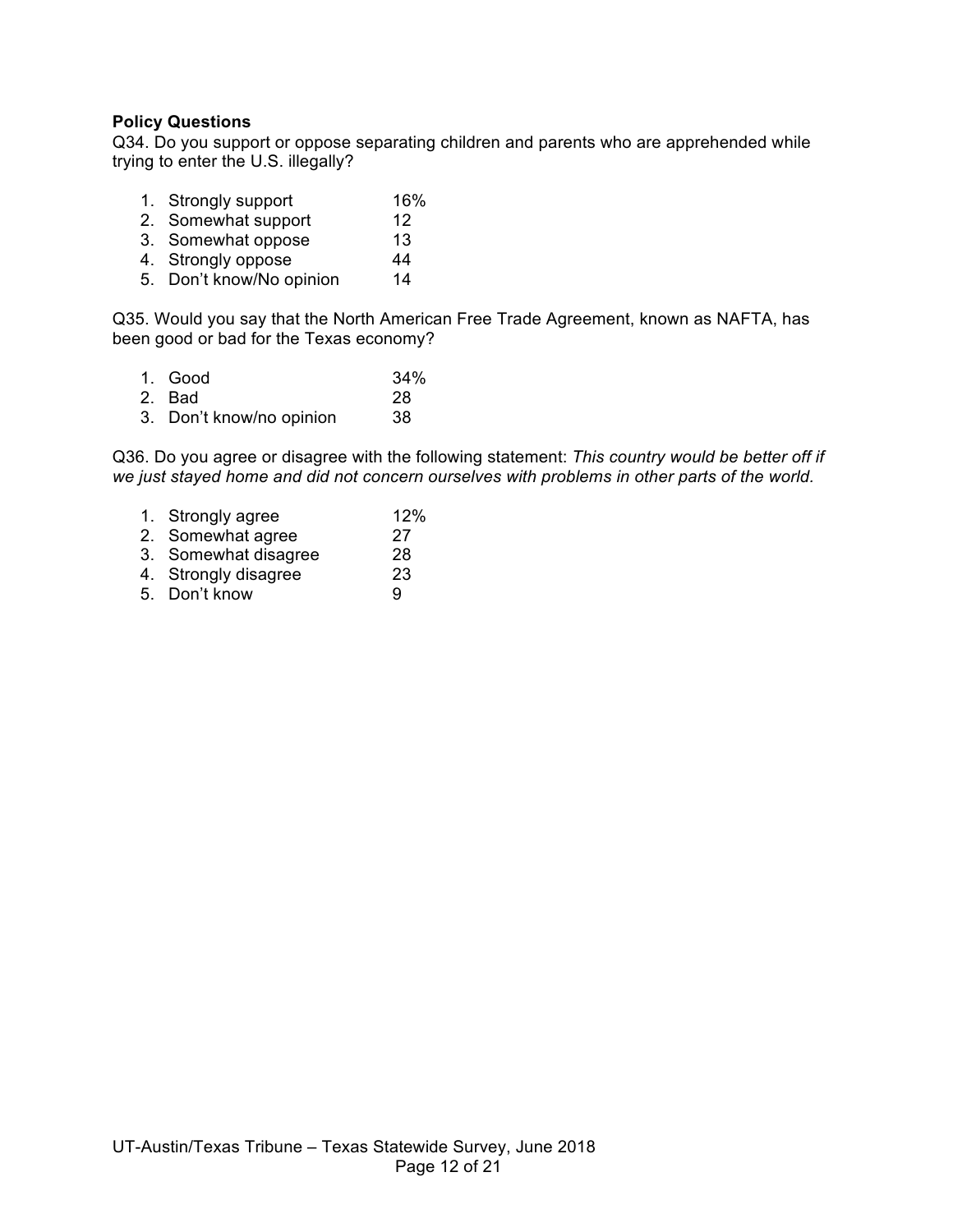**Policy Questions**

Q34. Do you support or oppose separating children and parents who are apprehended while trying to enter the U.S. illegally?

1. Strongly support 16%
2. Somewhat support 12
3. Somewhat oppose 13
4. Strongly oppose 44
5. Don't know/No opinion 14

Q35. Would you say that the North American Free Trade Agreement, known as NAFTA, has been good or bad for the Texas economy?

1. Good 34%
2. Bad 28
3. Don't know/no opinion 38

Q36. Do you agree or disagree with the following statement: *This country would be better off if we just stayed home and did not concern ourselves with problems in other parts of the world.*

1. Strongly agree 12%
2. Somewhat agree 27
3. Somewhat disagree 28
4. Strongly disagree 23
5. Don't know 9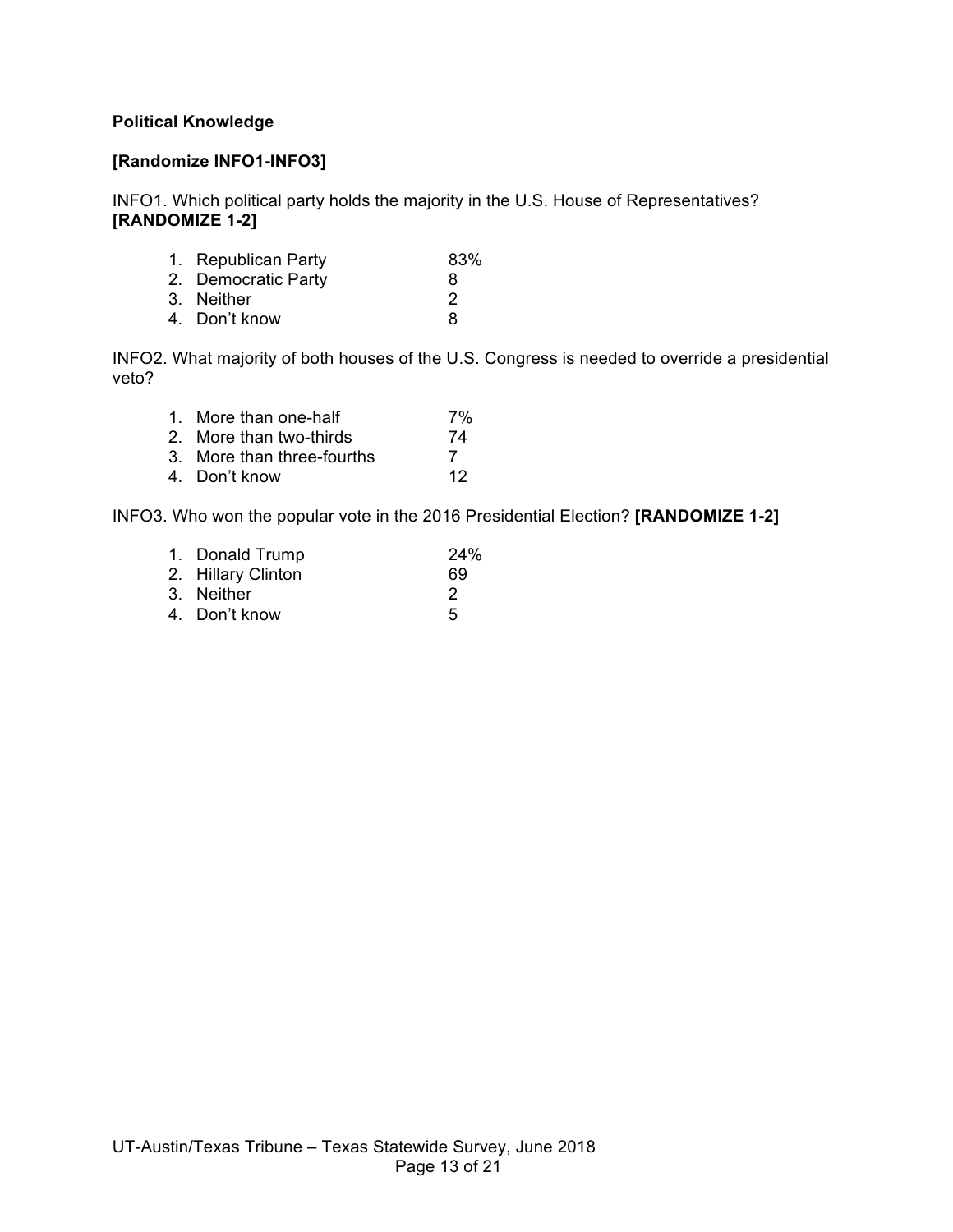**Political Knowledge**

**[Randomize INFO1-INFO3]**

INFO1. Which political party holds the majority in the U.S. House of Representatives? **[RANDOMIZE 1-2]**

| | |
|---|---|
| 1. Republican Party | 83% |
| 2. Democratic Party | 8 |
| 3. Neither | 2 |
| 4. Don't know | 8 |

INFO2. What majority of both houses of the U.S. Congress is needed to override a presidential veto?

| | |
|---|---|
| 1. More than one-half | 7% |
| 2. More than two-thirds | 74 |
| 3. More than three-fourths | 7 |
| 4. Don't know | 12 |

INFO3. Who won the popular vote in the 2016 Presidential Election? **[RANDOMIZE 1-2]**

| | |
|---|---|
| 1. Donald Trump | 24% |
| 2. Hillary Clinton | 69 |
| 3. Neither | 2 |
| 4. Don't know | 5 |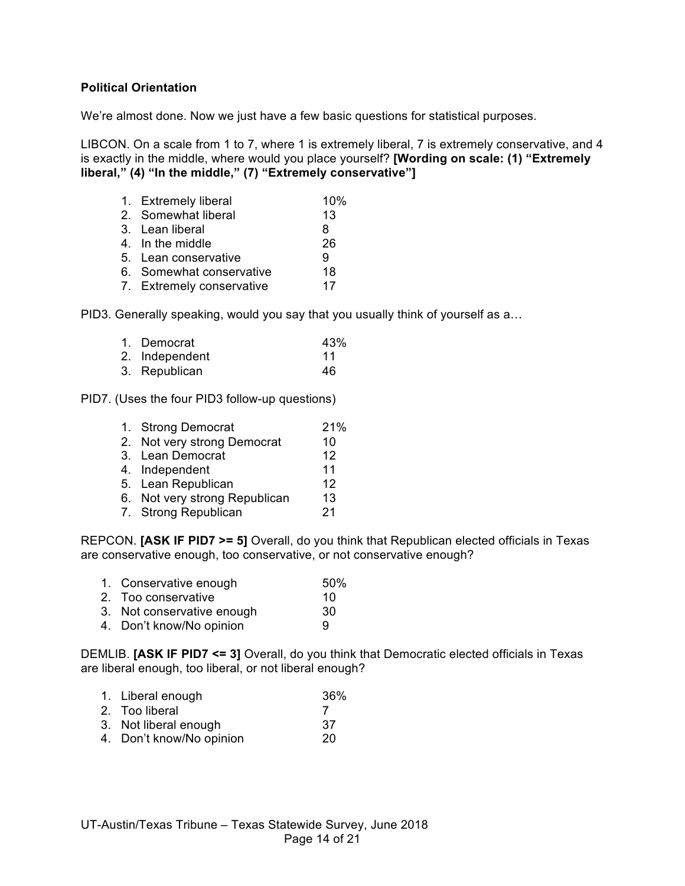**Political Orientation**

We're almost done. Now we just have a few basic questions for statistical purposes.

LIBCON. On a scale from 1 to 7, where 1 is extremely liberal, 7 is extremely conservative, and 4 is exactly in the middle, where would you place yourself? **[Wording on scale: (1) "Extremely liberal," (4) "In the middle," (7) "Extremely conservative"]**

| | |
|---|---|
| 1. Extremely liberal | 10% |
| 2. Somewhat liberal | 13 |
| 3. Lean liberal | 8 |
| 4. In the middle | 26 |
| 5. Lean conservative | 9 |
| 6. Somewhat conservative | 18 |
| 7. Extremely conservative | 17 |

PID3. Generally speaking, would you say that you usually think of yourself as a…

| | |
|---|---|
| 1. Democrat | 43% |
| 2. Independent | 11 |
| 3. Republican | 46 |

PID7. (Uses the four PID3 follow-up questions)

| | |
|---|---|
| 1. Strong Democrat | 21% |
| 2. Not very strong Democrat | 10 |
| 3. Lean Democrat | 12 |
| 4. Independent | 11 |
| 5. Lean Republican | 12 |
| 6. Not very strong Republican | 13 |
| 7. Strong Republican | 21 |

REPCON. **[ASK IF PID7 >= 5]** Overall, do you think that Republican elected officials in Texas are conservative enough, too conservative, or not conservative enough?

| | |
|---|---|
| 1. Conservative enough | 50% |
| 2. Too conservative | 10 |
| 3. Not conservative enough | 30 |
| 4. Don't know/No opinion | 9 |

DEMLIB. **[ASK IF PID7 <= 3]** Overall, do you think that Democratic elected officials in Texas are liberal enough, too liberal, or not liberal enough?

| | |
|---|---|
| 1. Liberal enough | 36% |
| 2. Too liberal | 7 |
| 3. Not liberal enough | 37 |
| 4. Don't know/No opinion | 20 |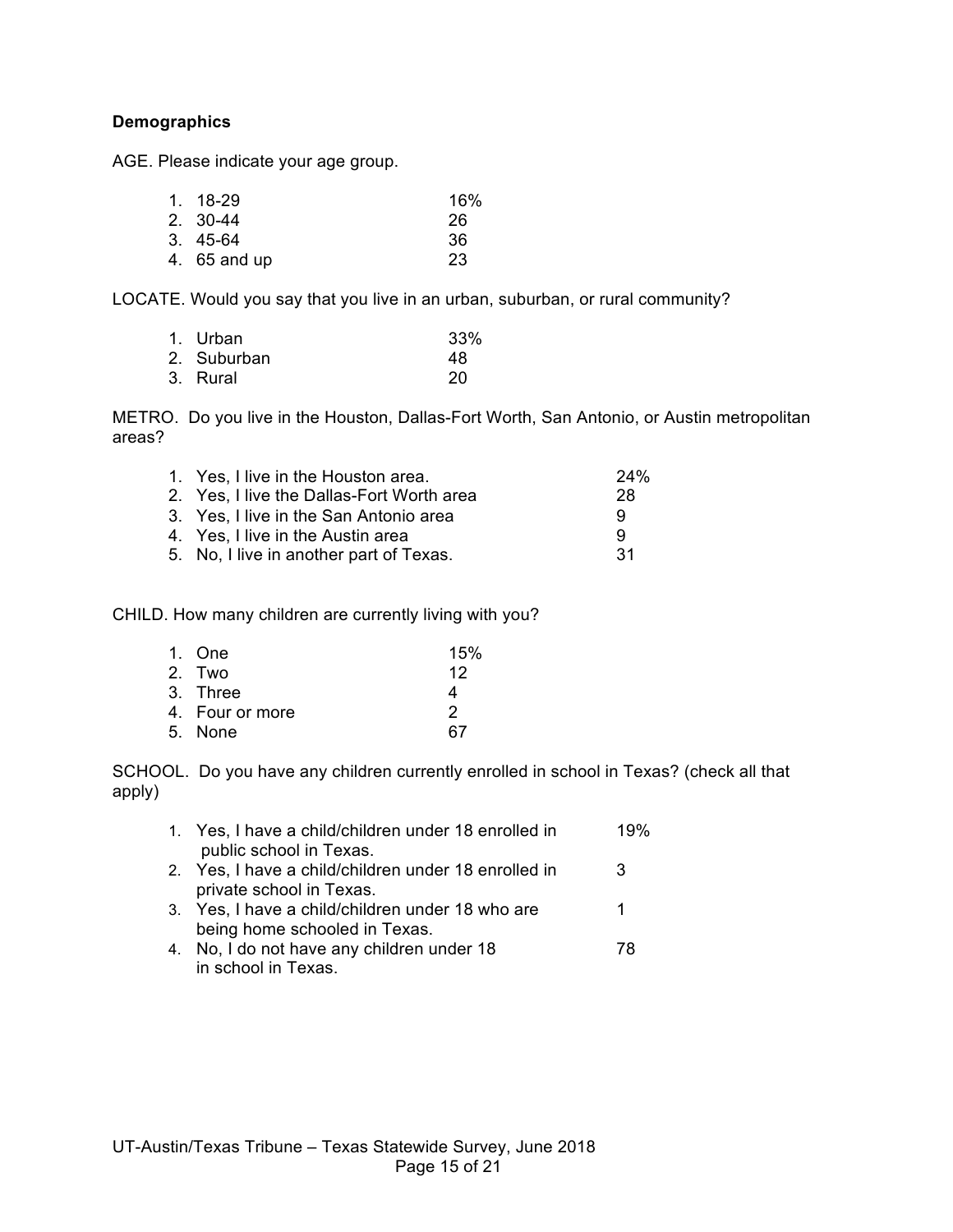**Demographics**

AGE. Please indicate your age group.

| | |
|---|---|
| 1. 18-29 | 16% |
| 2. 30-44 | 26 |
| 3. 45-64 | 36 |
| 4. 65 and up | 23 |

LOCATE. Would you say that you live in an urban, suburban, or rural community?

| | |
|---|---|
| 1. Urban | 33% |
| 2. Suburban | 48 |
| 3. Rural | 20 |

METRO. Do you live in the Houston, Dallas-Fort Worth, San Antonio, or Austin metropolitan areas?

| | |
|---|---|
| 1. Yes, I live in the Houston area. | 24% |
| 2. Yes, I live the Dallas-Fort Worth area | 28 |
| 3. Yes, I live in the San Antonio area | 9 |
| 4. Yes, I live in the Austin area | 9 |
| 5. No, I live in another part of Texas. | 31 |

CHILD. How many children are currently living with you?

| | |
|---|---|
| 1. One | 15% |
| 2. Two | 12 |
| 3. Three | 4 |
| 4. Four or more | 2 |
| 5. None | 67 |

SCHOOL. Do you have any children currently enrolled in school in Texas? (check all that apply)

| | |
|---|---|
| 1. Yes, I have a child/children under 18 enrolled in public school in Texas. | 19% |
| 2. Yes, I have a child/children under 18 enrolled in private school in Texas. | 3 |
| 3. Yes, I have a child/children under 18 who are being home schooled in Texas. | 1 |
| 4. No, I do not have any children under 18 in school in Texas. | 78 |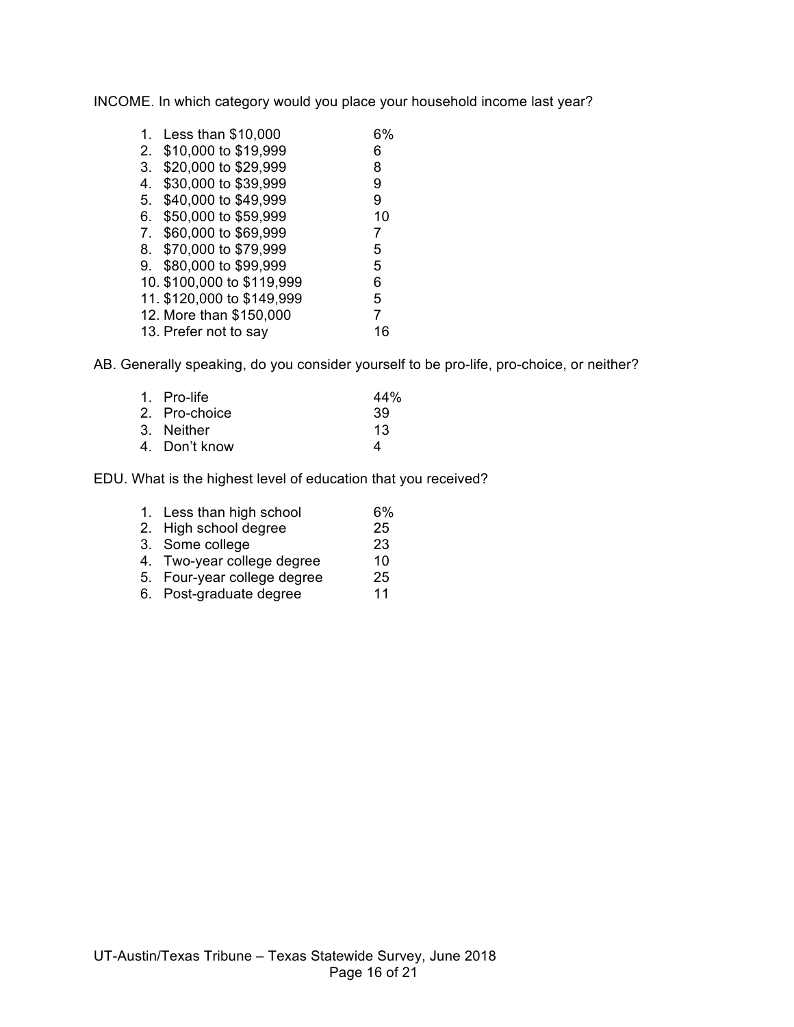INCOME. In which category would you place your household income last year?

| | |
|---|---|
| 1. Less than $10,000 | 6% |
| 2. $10,000 to $19,999 | 6 |
| 3. $20,000 to $29,999 | 8 |
| 4. $30,000 to $39,999 | 9 |
| 5. $40,000 to $49,999 | 9 |
| 6. $50,000 to $59,999 | 10 |
| 7. $60,000 to $69,999 | 7 |
| 8. $70,000 to $79,999 | 5 |
| 9. $80,000 to $99,999 | 5 |
| 10. $100,000 to $119,999 | 6 |
| 11. $120,000 to $149,999 | 5 |
| 12. More than $150,000 | 7 |
| 13. Prefer not to say | 16 |

AB. Generally speaking, do you consider yourself to be pro-life, pro-choice, or neither?

| | |
|---|---|
| 1. Pro-life | 44% |
| 2. Pro-choice | 39 |
| 3. Neither | 13 |
| 4. Don't know | 4 |

EDU. What is the highest level of education that you received?

| | |
|---|---|
| 1. Less than high school | 6% |
| 2. High school degree | 25 |
| 3. Some college | 23 |
| 4. Two-year college degree | 10 |
| 5. Four-year college degree | 25 |
| 6. Post-graduate degree | 11 |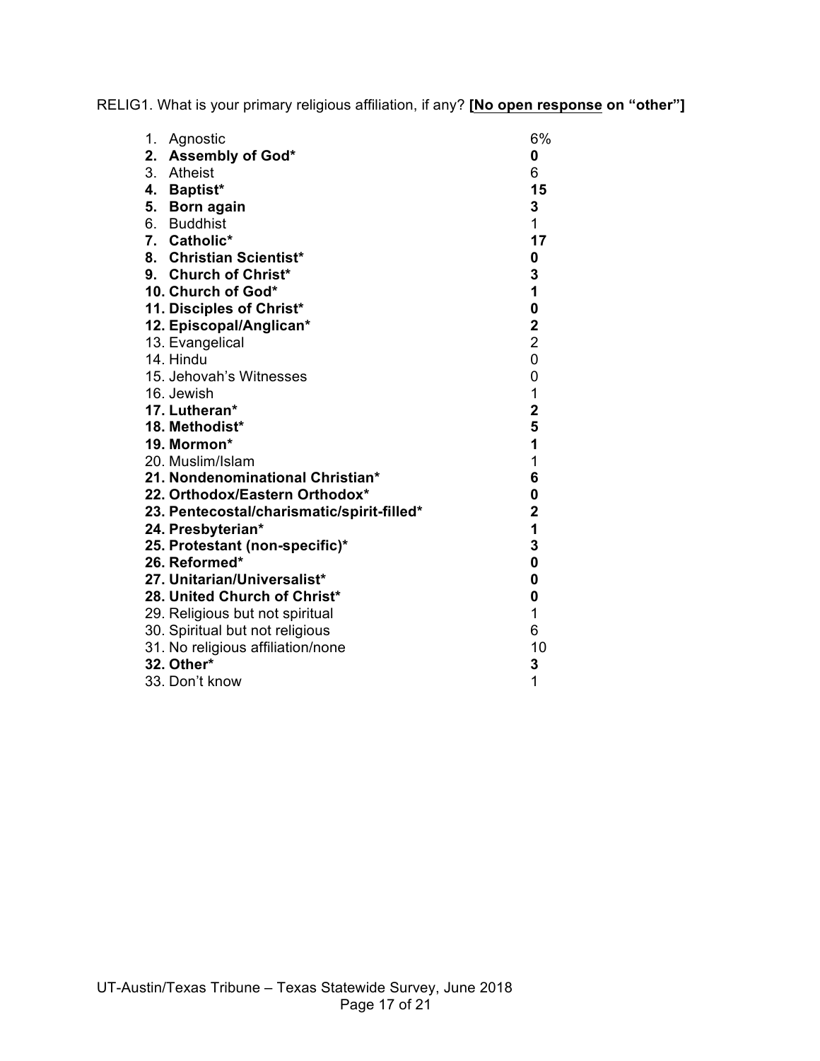RELIG1. What is your primary religious affiliation, if any? **[<u>No open response</u> on "other"]**

| | |
|---|---|
| 1. Agnostic | 6% |
| **2. Assembly of God*** | **0** |
| 3. Atheist | 6 |
| **4. Baptist*** | **15** |
| **5. Born again** | **3** |
| 6. Buddhist | 1 |
| **7. Catholic*** | **17** |
| **8. Christian Scientist*** | **0** |
| **9. Church of Christ*** | **3** |
| **10. Church of God*** | **1** |
| **11. Disciples of Christ*** | **0** |
| **12. Episcopal/Anglican*** | **2** |
| 13. Evangelical | 2 |
| 14. Hindu | 0 |
| 15. Jehovah's Witnesses | 0 |
| 16. Jewish | 1 |
| **17. Lutheran*** | **2** |
| **18. Methodist*** | **5** |
| **19. Mormon*** | **1** |
| 20. Muslim/Islam | 1 |
| **21. Nondenominational Christian*** | **6** |
| **22. Orthodox/Eastern Orthodox*** | **0** |
| **23. Pentecostal/charismatic/spirit-filled*** | **2** |
| **24. Presbyterian*** | **1** |
| **25. Protestant (non-specific)*** | **3** |
| **26. Reformed*** | **0** |
| **27. Unitarian/Universalist*** | **0** |
| **28. United Church of Christ*** | **0** |
| 29. Religious but not spiritual | 1 |
| 30. Spiritual but not religious | 6 |
| 31. No religious affiliation/none | 10 |
| **32. Other*** | **3** |
| 33. Don't know | 1 |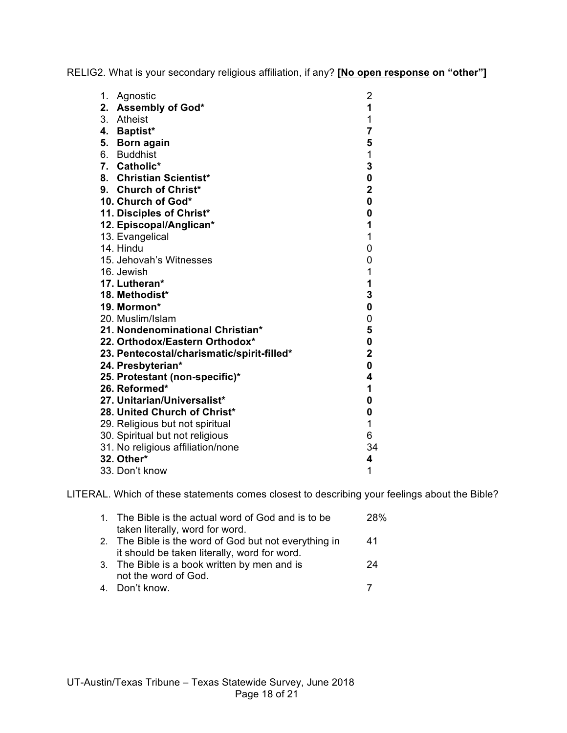RELIG2. What is your secondary religious affiliation, if any? **[<u>No open response</u> on "other"]**

| | |
|---|---|
| 1. Agnostic | 2 |
| **2. Assembly of God*** | **1** |
| 3. Atheist | 1 |
| **4. Baptist*** | **7** |
| **5. Born again** | **5** |
| 6. Buddhist | 1 |
| **7. Catholic*** | **3** |
| **8. Christian Scientist*** | **0** |
| **9. Church of Christ*** | **2** |
| **10. Church of God*** | **0** |
| **11. Disciples of Christ*** | **0** |
| **12. Episcopal/Anglican*** | **1** |
| 13. Evangelical | 1 |
| 14. Hindu | 0 |
| 15. Jehovah's Witnesses | 0 |
| 16. Jewish | 1 |
| **17. Lutheran*** | **1** |
| **18. Methodist*** | **3** |
| **19. Mormon*** | **0** |
| 20. Muslim/Islam | 0 |
| **21. Nondenominational Christian*** | **5** |
| **22. Orthodox/Eastern Orthodox*** | **0** |
| **23. Pentecostal/charismatic/spirit-filled*** | **2** |
| **24. Presbyterian*** | **0** |
| **25. Protestant (non-specific)*** | **4** |
| **26. Reformed*** | **1** |
| **27. Unitarian/Universalist*** | **0** |
| **28. United Church of Christ*** | **0** |
| 29. Religious but not spiritual | 1 |
| 30. Spiritual but not religious | 6 |
| 31. No religious affiliation/none | 34 |
| **32. Other*** | **4** |
| 33. Don't know | 1 |

LITERAL. Which of these statements comes closest to describing your feelings about the Bible?

| | |
|---|---|
| 1. The Bible is the actual word of God and is to be taken literally, word for word. | 28% |
| 2. The Bible is the word of God but not everything in it should be taken literally, word for word. | 41 |
| 3. The Bible is a book written by men and is not the word of God. | 24 |
| 4. Don't know. | 7 |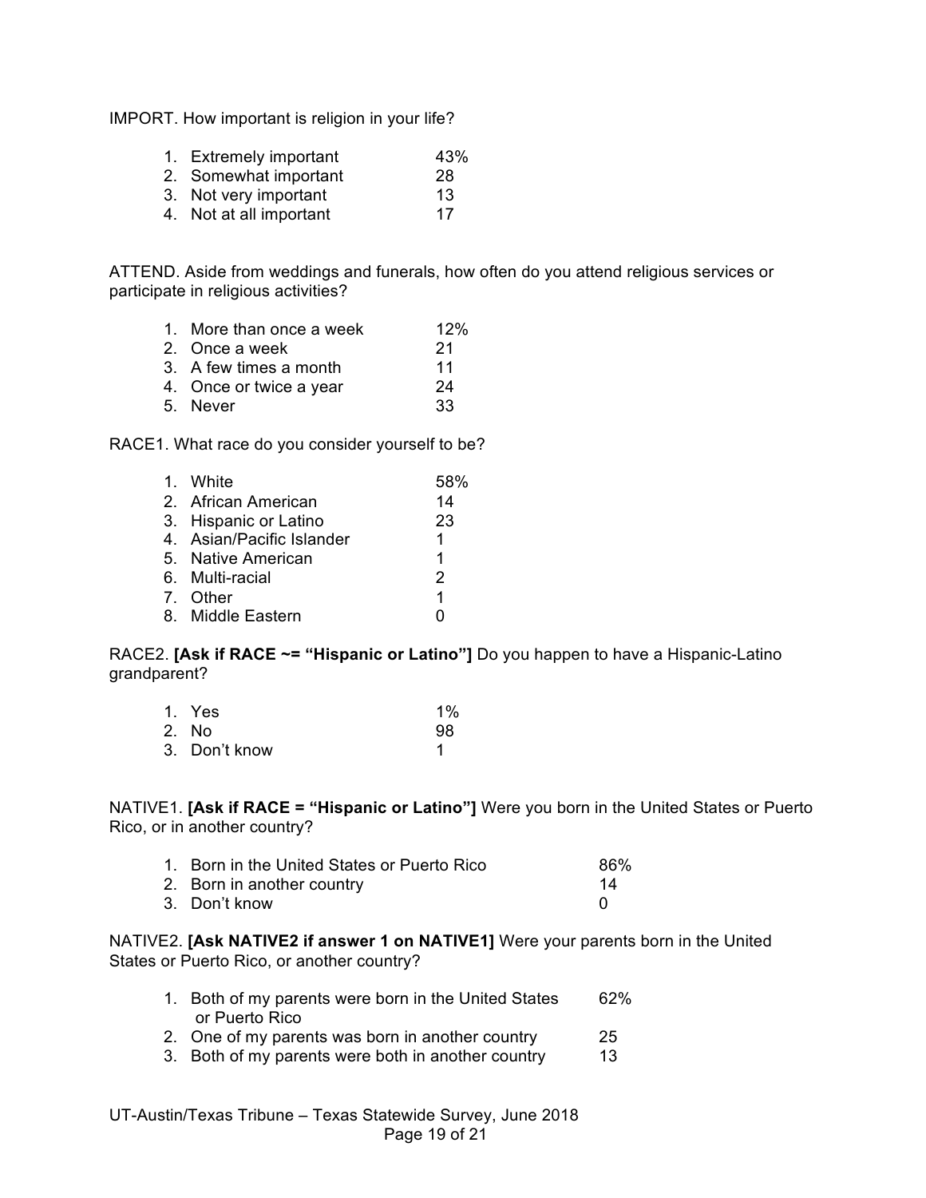IMPORT. How important is religion in your life?

1. Extremely important 43%
2. Somewhat important 28
3. Not very important 13
4. Not at all important 17

ATTEND. Aside from weddings and funerals, how often do you attend religious services or participate in religious activities?

1. More than once a week 12%
2. Once a week 21
3. A few times a month 11
4. Once or twice a year 24
5. Never 33

RACE1. What race do you consider yourself to be?

1. White 58%
2. African American 14
3. Hispanic or Latino 23
4. Asian/Pacific Islander 1
5. Native American 1
6. Multi-racial 2
7. Other 1
8. Middle Eastern 0

RACE2. **[Ask if RACE ~= "Hispanic or Latino"]** Do you happen to have a Hispanic-Latino grandparent?

1. Yes 1%
2. No 98
3. Don't know 1

NATIVE1. **[Ask if RACE = "Hispanic or Latino"]** Were you born in the United States or Puerto Rico, or in another country?

1. Born in the United States or Puerto Rico 86%
2. Born in another country 14
3. Don't know 0

NATIVE2. **[Ask NATIVE2 if answer 1 on NATIVE1]** Were your parents born in the United States or Puerto Rico, or another country?

1. Both of my parents were born in the United States or Puerto Rico 62%
2. One of my parents was born in another country 25
3. Both of my parents were both in another country 13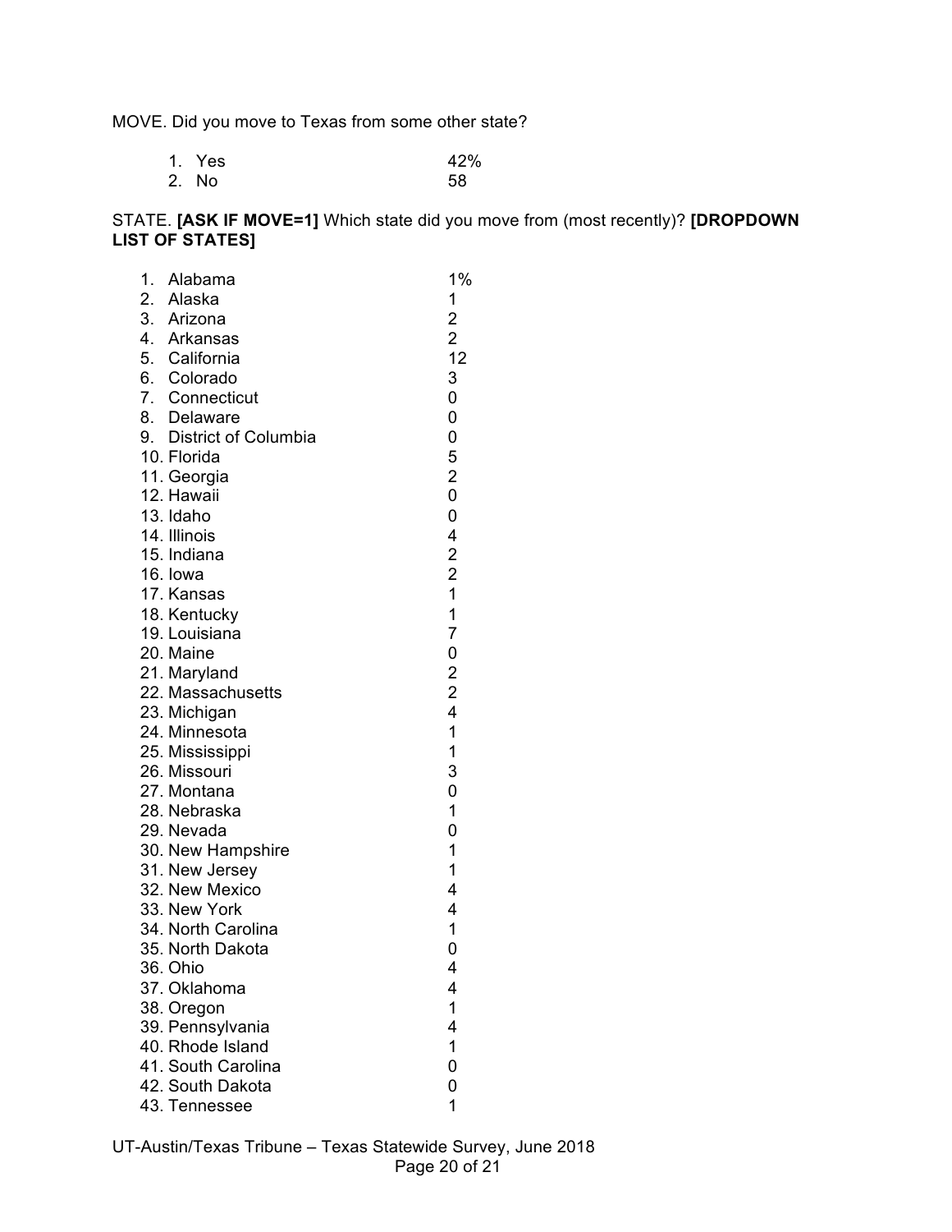MOVE. Did you move to Texas from some other state?

| | |
|---|---|
| 1. Yes | 42% |
| 2. No | 58 |

STATE. **[ASK IF MOVE=1]** Which state did you move from (most recently)? **[DROPDOWN LIST OF STATES]**

| | |
|---|---|
| 1. Alabama | 1% |
| 2. Alaska | 1 |
| 3. Arizona | 2 |
| 4. Arkansas | 2 |
| 5. California | 12 |
| 6. Colorado | 3 |
| 7. Connecticut | 0 |
| 8. Delaware | 0 |
| 9. District of Columbia | 0 |
| 10. Florida | 5 |
| 11. Georgia | 2 |
| 12. Hawaii | 0 |
| 13. Idaho | 0 |
| 14. Illinois | 4 |
| 15. Indiana | 2 |
| 16. Iowa | 2 |
| 17. Kansas | 1 |
| 18. Kentucky | 1 |
| 19. Louisiana | 7 |
| 20. Maine | 0 |
| 21. Maryland | 2 |
| 22. Massachusetts | 2 |
| 23. Michigan | 4 |
| 24. Minnesota | 1 |
| 25. Mississippi | 1 |
| 26. Missouri | 3 |
| 27. Montana | 0 |
| 28. Nebraska | 1 |
| 29. Nevada | 0 |
| 30. New Hampshire | 1 |
| 31. New Jersey | 1 |
| 32. New Mexico | 4 |
| 33. New York | 4 |
| 34. North Carolina | 1 |
| 35. North Dakota | 0 |
| 36. Ohio | 4 |
| 37. Oklahoma | 4 |
| 38. Oregon | 1 |
| 39. Pennsylvania | 4 |
| 40. Rhode Island | 1 |
| 41. South Carolina | 0 |
| 42. South Dakota | 0 |
| 43. Tennessee | 1 |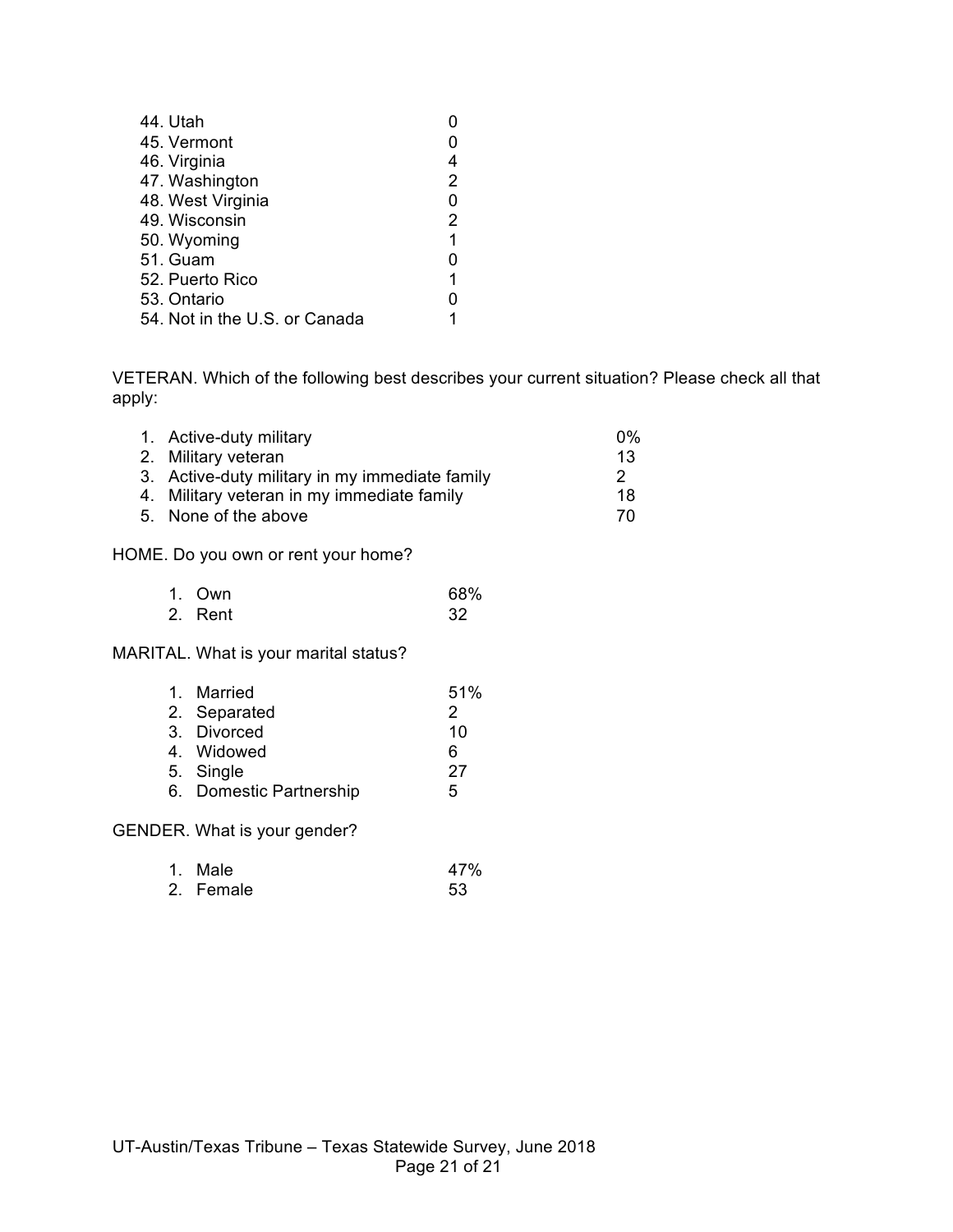| | |
|---|---|
| 44. Utah | 0 |
| 45. Vermont | 0 |
| 46. Virginia | 4 |
| 47. Washington | 2 |
| 48. West Virginia | 0 |
| 49. Wisconsin | 2 |
| 50. Wyoming | 1 |
| 51. Guam | 0 |
| 52. Puerto Rico | 1 |
| 53. Ontario | 0 |
| 54. Not in the U.S. or Canada | 1 |

VETERAN. Which of the following best describes your current situation? Please check all that apply:

| | |
|---|---|
| 1. Active-duty military | 0% |
| 2. Military veteran | 13 |
| 3. Active-duty military in my immediate family | 2 |
| 4. Military veteran in my immediate family | 18 |
| 5. None of the above | 70 |

HOME. Do you own or rent your home?

| | |
|---|---|
| 1. Own | 68% |
| 2. Rent | 32 |

MARITAL. What is your marital status?

| | |
|---|---|
| 1. Married | 51% |
| 2. Separated | 2 |
| 3. Divorced | 10 |
| 4. Widowed | 6 |
| 5. Single | 27 |
| 6. Domestic Partnership | 5 |

GENDER. What is your gender?

| | |
|---|---|
| 1. Male | 47% |
| 2. Female | 53 |